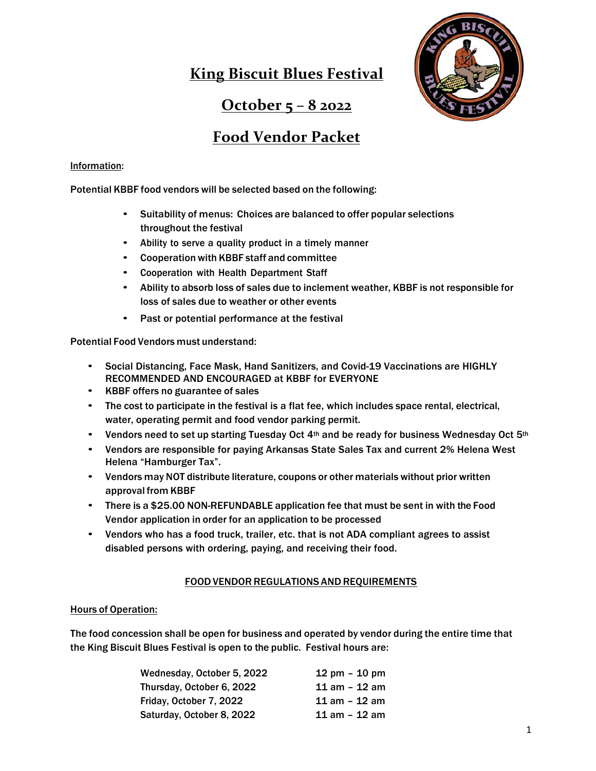# King Biscuit Blues Festival

## October 5 – 8 2022

## Food Vendor Packet

Information:

Potential KBBF food vendors will be selected based on the following:

- Suitability of menus: Choices are balanced to offer popular selections throughout the festival
- Ability to serve a quality product in a timely manner
- Cooperation with KBBF staff and committee
- Cooperation with Health Department Staff
- Ability to absorb loss of sales due to inclement weather, KBBF is not responsible for loss of sales due to weather or other events
- Past or potential performance at the festival

Potential Food Vendors must understand:

- Social Distancing, Face Mask, Hand Sanitizers, and Covid-19 Vaccinations are HIGHLY RECOMMENDED AND ENCOURAGED at KBBF for EVERYONE
- KBBF offers no guarantee of sales
- The cost to participate in the festival is a flat fee, which includes space rental, electrical, water, operating permit and food vendor parking permit.
- Vendors need to set up starting Tuesday Oct 4th and be ready for business Wednesday Oct 5th
- Vendors are responsible for paying Arkansas State Sales Tax and current 2% Helena West Helena "Hamburger Tax".
- Vendors may NOT distribute literature, coupons or other materials without prior written approval from KBBF
- There is a $25.00 NON-REFUNDABLE application fee that must be sent in with the Food Vendor application in order for an application to be processed
- Vendors who has a food truck, trailer, etc. that is not ADA compliant agrees to assist disabled persons with ordering, paying, and receiving their food.

### FOOD VENDOR REGULATIONS AND REQUIREMENTS

Hours of Operation:

The food concession shall be open for business and operated by vendor during the entire time that the King Biscuit Blues Festival is open to the public. Festival hours are:

| | |
|---|---|
| Wednesday, October 5, 2022 | 12 pm – 10 pm |
| Thursday, October 6, 2022 | 11 am – 12 am |
| Friday, October 7, 2022 | 11 am – 12 am |
| Saturday, October 8, 2022 | 11 am – 12 am |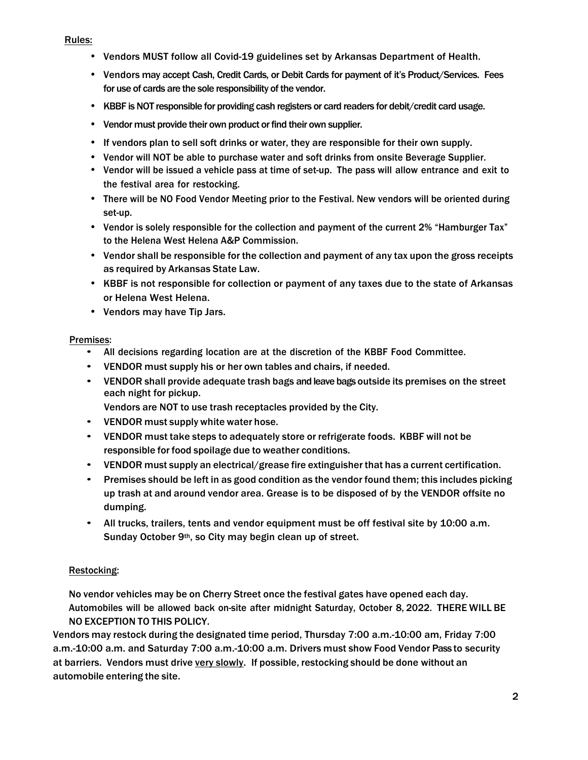Rules:

- Vendors MUST follow all Covid-19 guidelines set by Arkansas Department of Health.
- Vendors may accept Cash, Credit Cards, or Debit Cards for payment of it's Product/Services. Fees for use of cards are the sole responsibility of the vendor.
- KBBF is NOT responsible for providing cash registers or card readers for debit/credit card usage.
- Vendor must provide their own product or find their own supplier.
- If vendors plan to sell soft drinks or water, they are responsible for their own supply.
- Vendor will NOT be able to purchase water and soft drinks from onsite Beverage Supplier.
- Vendor will be issued a vehicle pass at time of set-up. The pass will allow entrance and exit to the festival area for restocking.
- There will be NO Food Vendor Meeting prior to the Festival. New vendors will be oriented during set-up.
- Vendor is solely responsible for the collection and payment of the current 2% "Hamburger Tax" to the Helena West Helena A&P Commission.
- Vendor shall be responsible for the collection and payment of any tax upon the gross receipts as required by Arkansas State Law.
- KBBF is not responsible for collection or payment of any taxes due to the state of Arkansas or Helena West Helena.
- Vendors may have Tip Jars.

Premises:

- All decisions regarding location are at the discretion of the KBBF Food Committee.
- VENDOR must supply his or her own tables and chairs, if needed.
- VENDOR shall provide adequate trash bags and leave bags outside its premises on the street each night for pickup.
  Vendors are NOT to use trash receptacles provided by the City.
- VENDOR must supply white water hose.
- VENDOR must take steps to adequately store or refrigerate foods. KBBF will not be responsible for food spoilage due to weather conditions.
- VENDOR must supply an electrical/grease fire extinguisher that has a current certification.
- Premises should be left in as good condition as the vendor found them; this includes picking up trash at and around vendor area. Grease is to be disposed of by the VENDOR offsite no dumping.
- All trucks, trailers, tents and vendor equipment must be off festival site by 10:00 a.m. Sunday October 9th, so City may begin clean up of street.

Restocking:

No vendor vehicles may be on Cherry Street once the festival gates have opened each day. Automobiles will be allowed back on-site after midnight Saturday, October 8, 2022. THERE WILL BE NO EXCEPTION TO THIS POLICY.

Vendors may restock during the designated time period, Thursday 7:00 a.m.-10:00 am, Friday 7:00 a.m.-10:00 a.m. and Saturday 7:00 a.m.-10:00 a.m. Drivers must show Food Vendor Pass to security at barriers. Vendors must drive very slowly. If possible, restocking should be done without an automobile entering the site.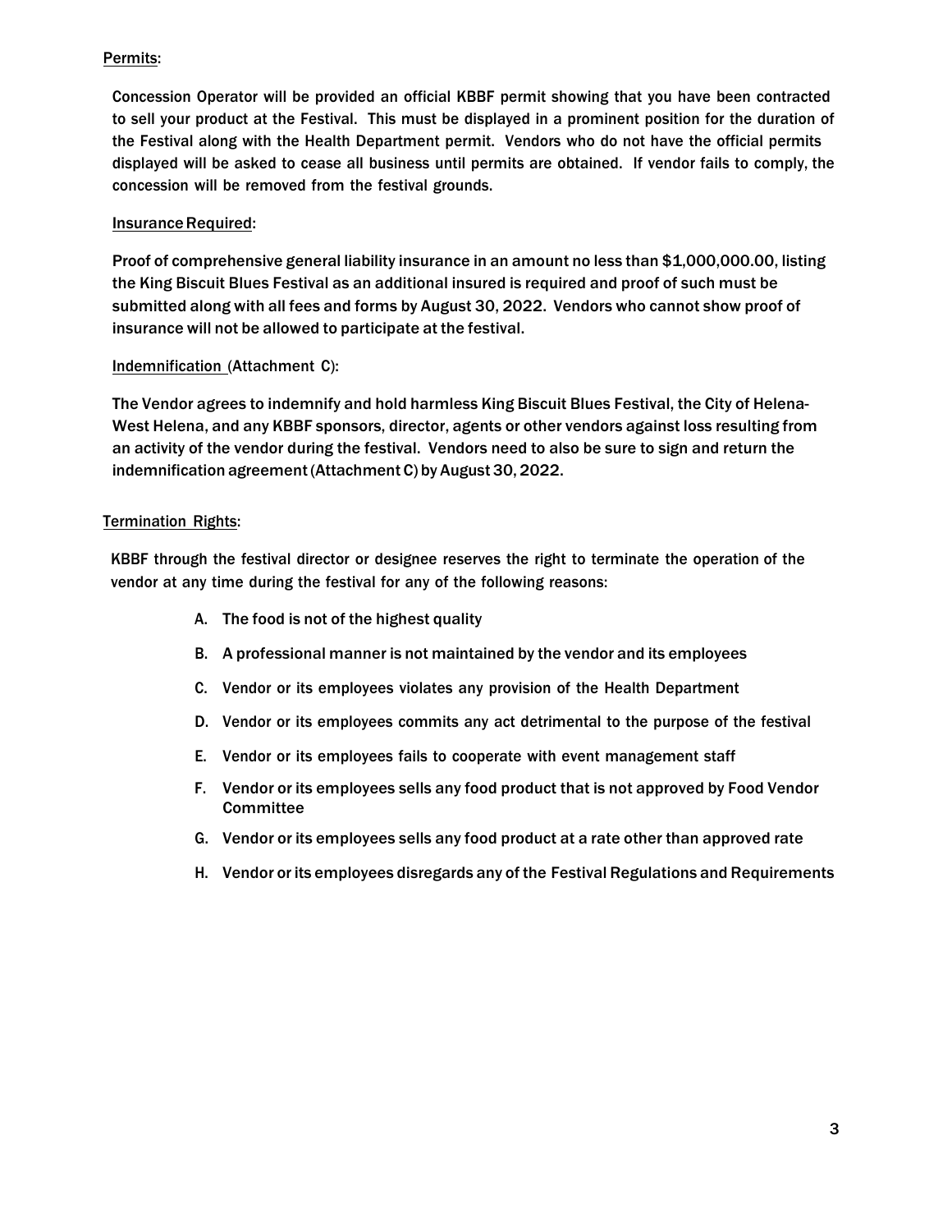Permits:

Concession Operator will be provided an official KBBF permit showing that you have been contracted to sell your product at the Festival. This must be displayed in a prominent position for the duration of the Festival along with the Health Department permit. Vendors who do not have the official permits displayed will be asked to cease all business until permits are obtained. If vendor fails to comply, the concession will be removed from the festival grounds.

Insurance Required:

Proof of comprehensive general liability insurance in an amount no less than $1,000,000.00, listing the King Biscuit Blues Festival as an additional insured is required and proof of such must be submitted along with all fees and forms by August 30, 2022. Vendors who cannot show proof of insurance will not be allowed to participate at the festival.

Indemnification (Attachment C):

The Vendor agrees to indemnify and hold harmless King Biscuit Blues Festival, the City of Helena-West Helena, and any KBBF sponsors, director, agents or other vendors against loss resulting from an activity of the vendor during the festival. Vendors need to also be sure to sign and return the indemnification agreement (Attachment C) by August 30, 2022.

Termination Rights:

KBBF through the festival director or designee reserves the right to terminate the operation of the vendor at any time during the festival for any of the following reasons:

A. The food is not of the highest quality
B. A professional manner is not maintained by the vendor and its employees
C. Vendor or its employees violates any provision of the Health Department
D. Vendor or its employees commits any act detrimental to the purpose of the festival
E. Vendor or its employees fails to cooperate with event management staff
F. Vendor or its employees sells any food product that is not approved by Food Vendor Committee
G. Vendor or its employees sells any food product at a rate other than approved rate
H. Vendor or its employees disregards any of the Festival Regulations and Requirements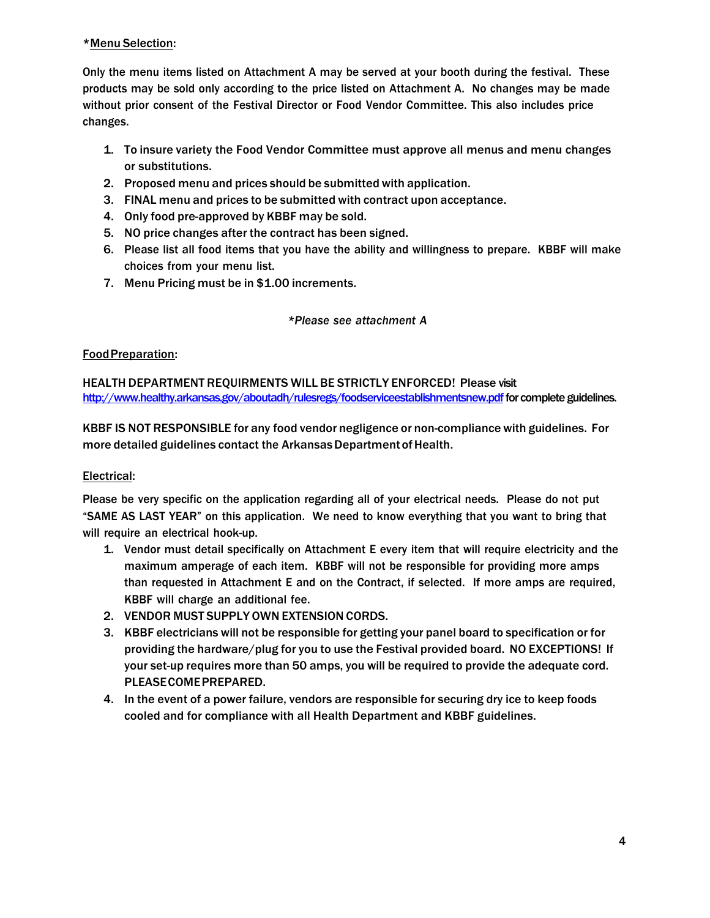*<u>Menu Selection</u>:

Only the menu items listed on Attachment A may be served at your booth during the festival. These products may be sold only according to the price listed on Attachment A. No changes may be made without prior consent of the Festival Director or Food Vendor Committee. This also includes price changes.

1. To insure variety the Food Vendor Committee must approve all menus and menu changes or substitutions.
2. Proposed menu and prices should be submitted with application.
3. FINAL menu and prices to be submitted with contract upon acceptance.
4. Only food pre-approved by KBBF may be sold.
5. NO price changes after the contract has been signed.
6. Please list all food items that you have the ability and willingness to prepare. KBBF will make choices from your menu list.
7. Menu Pricing must be in $1.00 increments.

*\*Please see attachment A*

<u>Food Preparation</u>:

HEALTH DEPARTMENT REQUIRMENTS WILL BE STRICTLY ENFORCED! Please visit [http://www.healthy.arkansas.gov/aboutadh/rulesregs/foodserviceestablishmentsnew.pdf](http://www.healthy.arkansas.gov/aboutadh/rulesregs/foodserviceestablishmentsnew.pdf) for complete guidelines.

KBBF IS NOT RESPONSIBLE for any food vendor negligence or non-compliance with guidelines. For more detailed guidelines contact the Arkansas Department of Health.

<u>Electrical</u>:

Please be very specific on the application regarding all of your electrical needs. Please do not put "SAME AS LAST YEAR" on this application. We need to know everything that you want to bring that will require an electrical hook-up.

1. Vendor must detail specifically on Attachment E every item that will require electricity and the maximum amperage of each item. KBBF will not be responsible for providing more amps than requested in Attachment E and on the Contract, if selected. If more amps are required, KBBF will charge an additional fee.
2. VENDOR MUST SUPPLY OWN EXTENSION CORDS.
3. KBBF electricians will not be responsible for getting your panel board to specification or for providing the hardware/plug for you to use the Festival provided board. NO EXCEPTIONS! If your set-up requires more than 50 amps, you will be required to provide the adequate cord. PLEASE COME PREPARED.
4. In the event of a power failure, vendors are responsible for securing dry ice to keep foods cooled and for compliance with all Health Department and KBBF guidelines.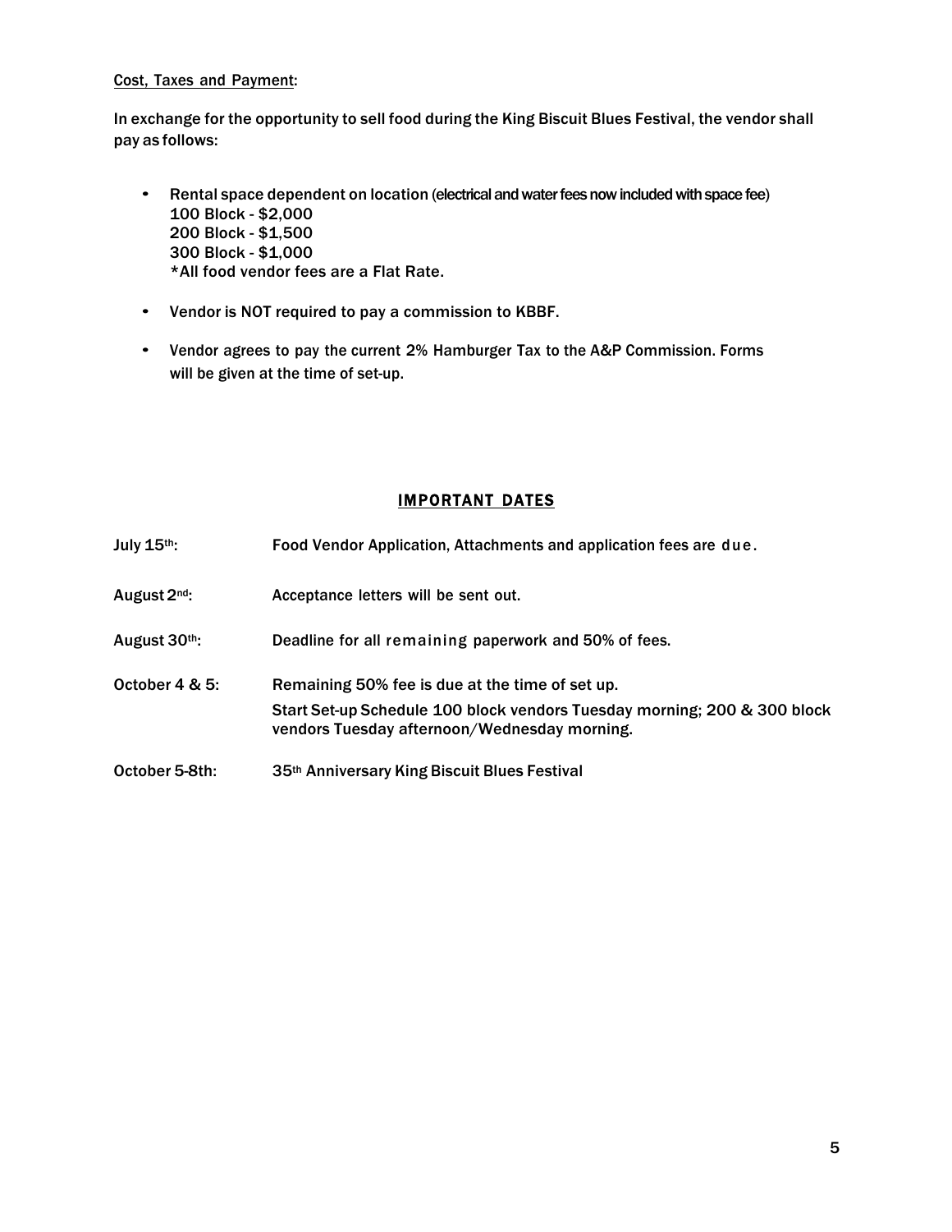Cost, Taxes and Payment:

In exchange for the opportunity to sell food during the King Biscuit Blues Festival, the vendor shall pay as follows:

- Rental space dependent on location (electrical and water fees now included with space fee)
  100 Block - $2,000
  200 Block - $1,500
  300 Block - $1,000
  *All food vendor fees are a Flat Rate.
- Vendor is NOT required to pay a commission to KBBF.
- Vendor agrees to pay the current 2% Hamburger Tax to the A&P Commission. Forms will be given at the time of set-up.

## IMPORTANT DATES

| | |
|---|---|
| July 15th: | Food Vendor Application, Attachments and application fees are due. |
| August 2nd: | Acceptance letters will be sent out. |
| August 30th: | Deadline for all remaining paperwork and 50% of fees. |
| October 4 & 5: | Remaining 50% fee is due at the time of set up.<br>Start Set-up Schedule 100 block vendors Tuesday morning; 200 & 300 block vendors Tuesday afternoon/Wednesday morning. |
| October 5-8th: | 35th Anniversary King Biscuit Blues Festival |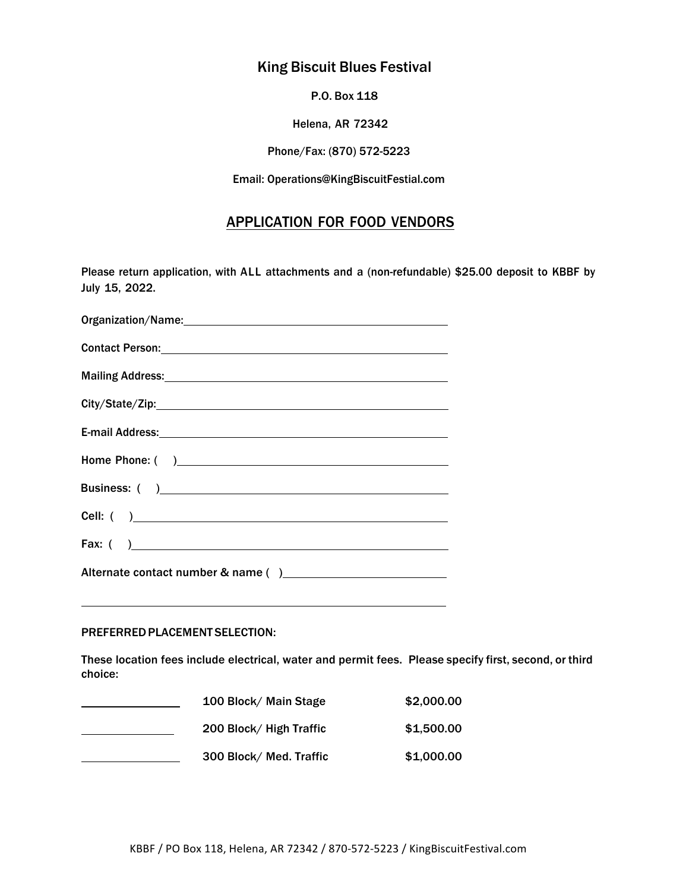# King Biscuit Blues Festival

P.O. Box 118

Helena, AR 72342

Phone/Fax: (870) 572-5223

Email: Operations@KingBiscuitFestial.com

## APPLICATION FOR FOOD VENDORS

Please return application, with ALL attachments and a (non-refundable) $25.00 deposit to KBBF by July 15, 2022.

Organization/Name: ______________________________

Contact Person: ______________________________

Mailing Address: ______________________________

City/State/Zip: ______________________________

E-mail Address: ______________________________

Home Phone: ( ) ______________________________

Business: ( ) ______________________________

Cell: ( ) ______________________________

Fax: ( ) ______________________________

Alternate contact number & name ( ) ______________________________

______________________________

PREFERRED PLACEMENT SELECTION:

These location fees include electrical, water and permit fees. Please specify first, second, or third choice:

| | | |
|---|---|---|
| __________ | 100 Block/ Main Stage | $2,000.00 |
| __________ | 200 Block/ High Traffic | $1,500.00 |
| __________ | 300 Block/ Med. Traffic | $1,000.00 |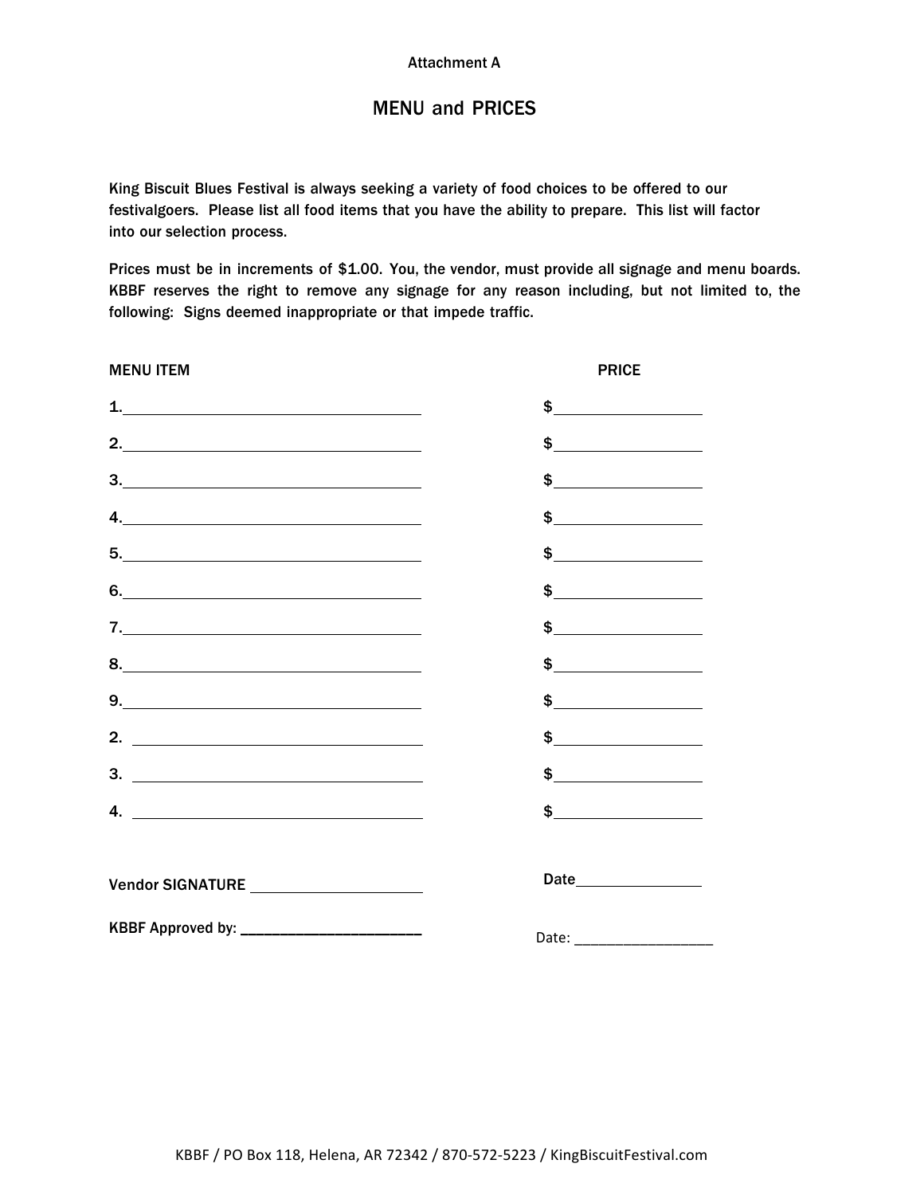Attachment A

# MENU and PRICES

King Biscuit Blues Festival is always seeking a variety of food choices to be offered to our festivalgoers. Please list all food items that you have the ability to prepare. This list will factor into our selection process.

Prices must be in increments of $1.00. You, the vendor, must provide all signage and menu boards. KBBF reserves the right to remove any signage for any reason including, but not limited to, the following: Signs deemed inappropriate or that impede traffic.

| MENU ITEM | PRICE |
|---|---|
| 1.______________________ | $__________ |
| 2.______________________ | $__________ |
| 3.______________________ | $__________ |
| 4.______________________ | $__________ |
| 5.______________________ | $__________ |
| 6.______________________ | $__________ |
| 7.______________________ | $__________ |
| 8.______________________ | $__________ |
| 9.______________________ | $__________ |
| 2. ______________________ | $__________ |
| 3. ______________________ | $__________ |
| 4. ______________________ | $__________ |

Vendor SIGNATURE ____________________ Date______________

KBBF Approved by: ________________________ Date: _________________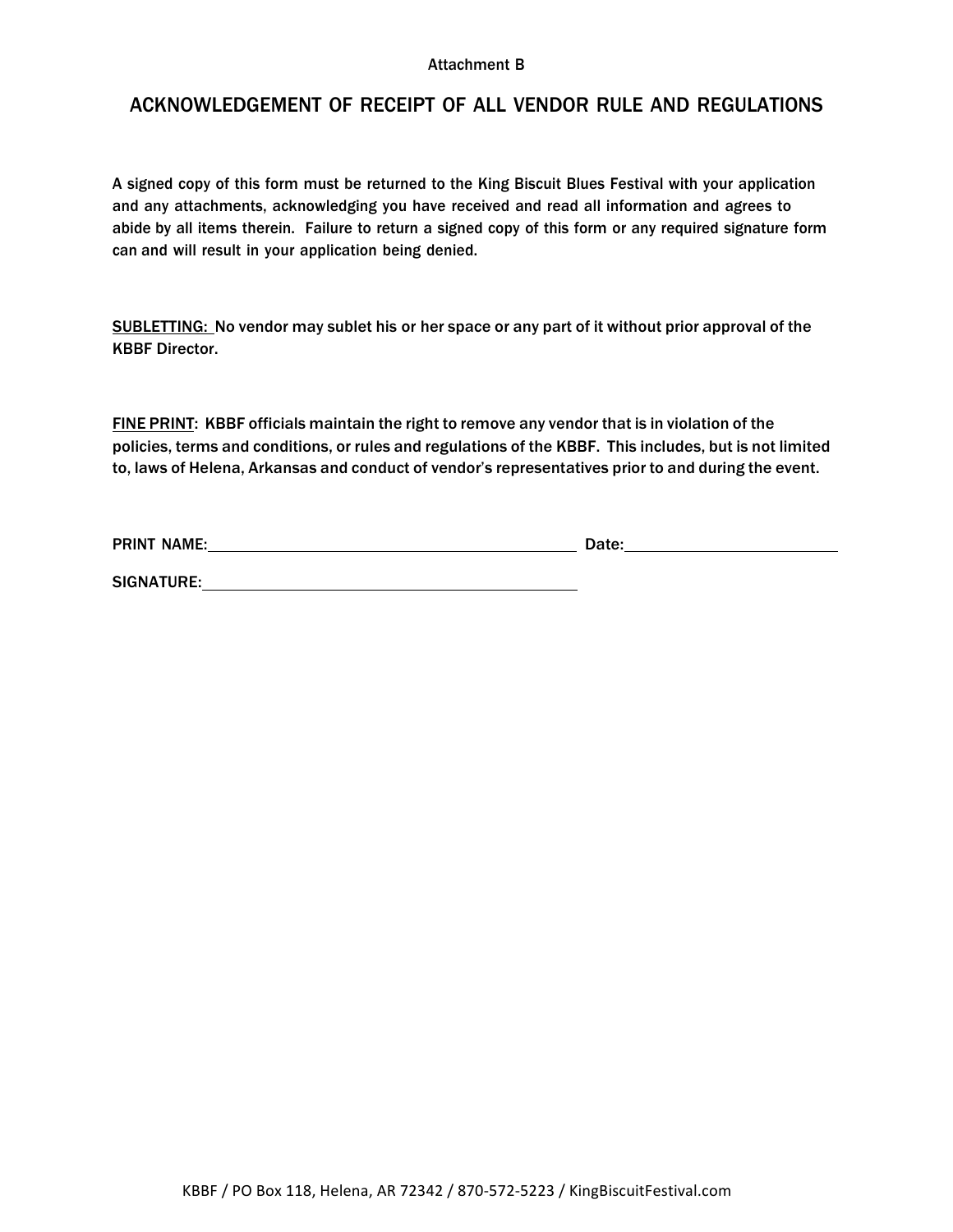Attachment B

## ACKNOWLEDGEMENT OF RECEIPT OF ALL VENDOR RULE AND REGULATIONS

A signed copy of this form must be returned to the King Biscuit Blues Festival with your application and any attachments, acknowledging you have received and read all information and agrees to abide by all items therein. Failure to return a signed copy of this form or any required signature form can and will result in your application being denied.

SUBLETTING: No vendor may sublet his or her space or any part of it without prior approval of the KBBF Director.

FINE PRINT: KBBF officials maintain the right to remove any vendor that is in violation of the policies, terms and conditions, or rules and regulations of the KBBF. This includes, but is not limited to, laws of Helena, Arkansas and conduct of vendor's representatives prior to and during the event.

PRINT NAME:_______________________________________ Date:______________________

SIGNATURE:_______________________________________

KBBF / PO Box 118, Helena, AR 72342 / 870-572-5223 / KingBiscuitFestival.com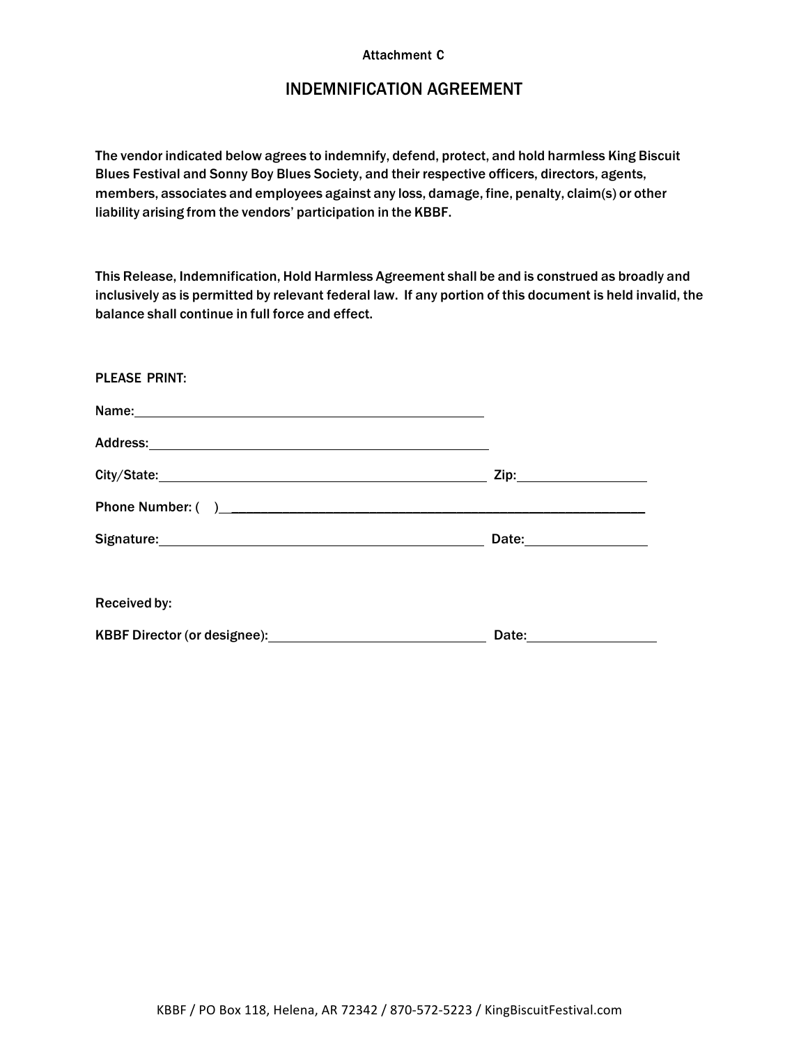Attachment C

# INDEMNIFICATION AGREEMENT

The vendor indicated below agrees to indemnify, defend, protect, and hold harmless King Biscuit Blues Festival and Sonny Boy Blues Society, and their respective officers, directors, agents, members, associates and employees against any loss, damage, fine, penalty, claim(s) or other liability arising from the vendors' participation in the KBBF.

This Release, Indemnification, Hold Harmless Agreement shall be and is construed as broadly and inclusively as is permitted by relevant federal law. If any portion of this document is held invalid, the balance shall continue in full force and effect.

PLEASE PRINT:

Name:\_\_\_\_\_\_\_\_\_\_\_\_\_\_\_\_\_\_\_\_\_\_\_\_\_\_\_\_\_\_\_\_\_\_\_\_\_\_\_\_\_\_\_\_

Address:\_\_\_\_\_\_\_\_\_\_\_\_\_\_\_\_\_\_\_\_\_\_\_\_\_\_\_\_\_\_\_\_\_\_\_\_\_\_\_\_\_\_\_

City/State:\_\_\_\_\_\_\_\_\_\_\_\_\_\_\_\_\_\_\_\_\_\_\_\_\_\_\_\_\_\_\_\_\_\_\_\_\_\_\_\_ Zip:\_\_\_\_\_\_\_\_\_\_\_\_\_\_\_\_

Phone Number: (    )\_\_\_\_\_\_\_\_\_\_\_\_\_\_\_\_\_\_\_\_\_\_\_\_\_\_\_\_\_\_\_\_\_\_\_\_\_\_\_\_\_\_\_\_\_\_\_\_\_\_\_\_\_\_\_\_

Signature:\_\_\_\_\_\_\_\_\_\_\_\_\_\_\_\_\_\_\_\_\_\_\_\_\_\_\_\_\_\_\_\_\_\_\_\_\_\_\_\_\_ Date:\_\_\_\_\_\_\_\_\_\_\_\_\_\_\_\_

Received by:

KBBF Director (or designee):\_\_\_\_\_\_\_\_\_\_\_\_\_\_\_\_\_\_\_\_\_\_\_\_\_\_\_\_ Date:\_\_\_\_\_\_\_\_\_\_\_\_\_\_\_\_

KBBF / PO Box 118, Helena, AR 72342 / 870-572-5223 / KingBiscuitFestival.com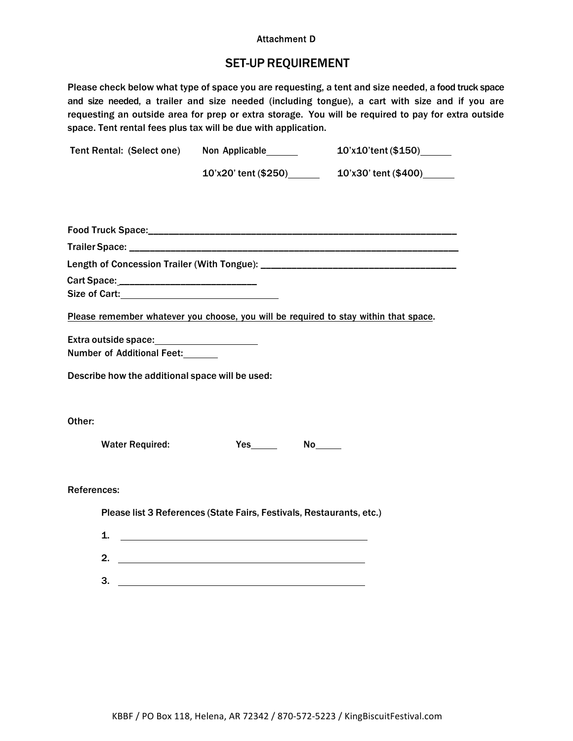Attachment D

# SET-UP REQUIREMENT

Please check below what type of space you are requesting, a tent and size needed, a food truck space and size needed, a trailer and size needed (including tongue), a cart with size and if you are requesting an outside area for prep or extra storage. You will be required to pay for extra outside space. Tent rental fees plus tax will be due with application.

Tent Rental: (Select one) Non Applicable______ 10'x10'tent ($150)______

10'x20' tent ($250)______ 10'x30' tent ($400)______

Food Truck Space:________________________________________________________________

Trailer Space: __________________________________________________________________

Length of Concession Trailer (With Tongue): ___________________________________

Cart Space: ___________________________

Size of Cart:______________________________

<u>Please remember whatever you choose, you will be required to stay within that space</u>.

Extra outside space:____________________

Number of Additional Feet:_______

Describe how the additional space will be used:

Other:

Water Required: Yes_____ No_____

References:

Please list 3 References (State Fairs, Festivals, Restaurants, etc.)

1. ______________________________________________

2. ______________________________________________

3. ______________________________________________

KBBF / PO Box 118, Helena, AR 72342 / 870-572-5223 / KingBiscuitFestival.com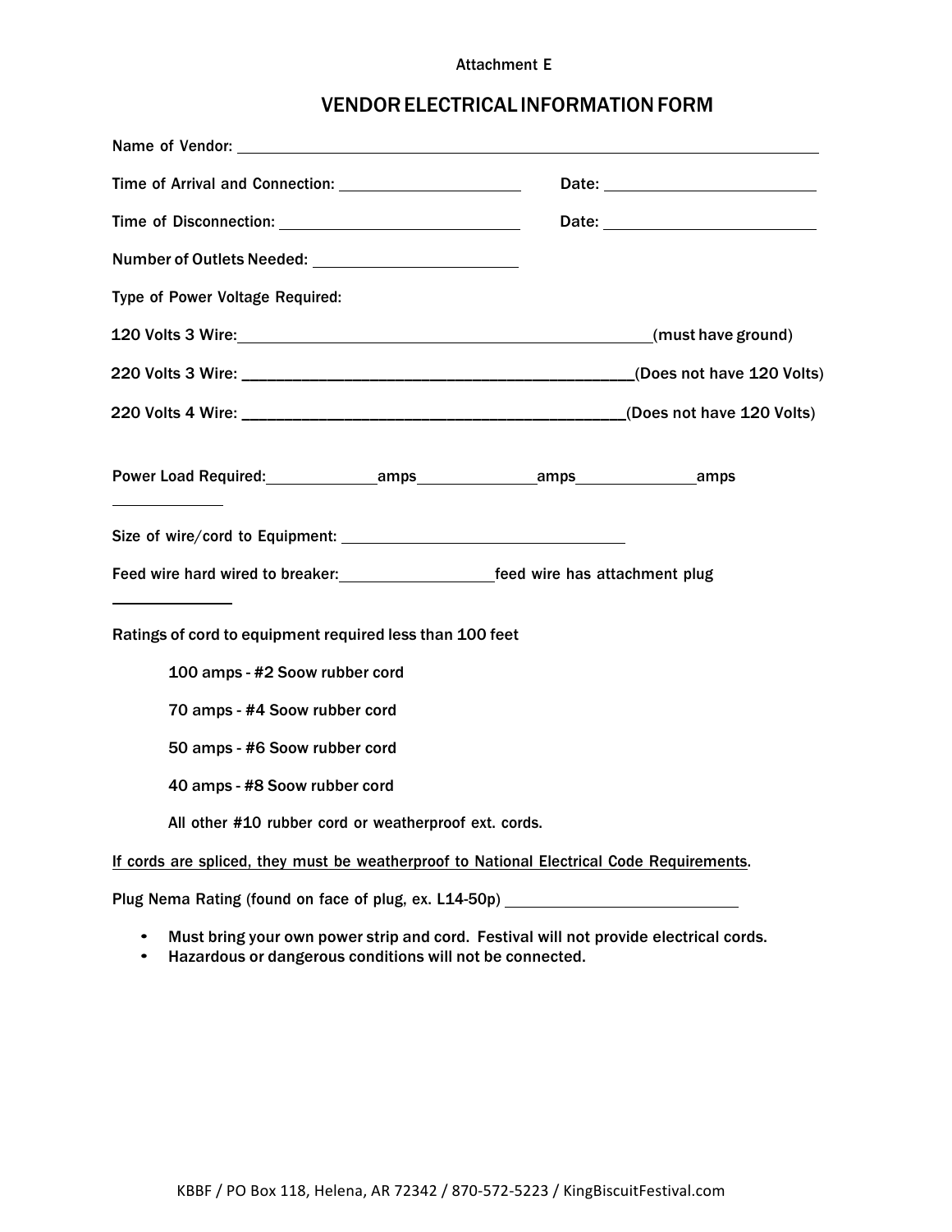Attachment E

# VENDOR ELECTRICAL INFORMATION FORM

Name of Vendor: ____________________________________________

Time of Arrival and Connection: ____________________ Date: ____________________

Time of Disconnection: ____________________ Date: ____________________

Number of Outlets Needed: ____________________

Type of Power Voltage Required:

120 Volts 3 Wire: ________________________________ (must have ground)

220 Volts 3 Wire: ________________________________ (Does not have 120 Volts)

220 Volts 4 Wire: ________________________________ (Does not have 120 Volts)

Power Load Required: __________ amps __________ amps __________ amps __________

Size of wire/cord to Equipment: ____________________

Feed wire hard wired to breaker: ____________ feed wire has attachment plug ____________

Ratings of cord to equipment required less than 100 feet

- 100 amps - #2 Soow rubber cord
- 70 amps - #4 Soow rubber cord
- 50 amps - #6 Soow rubber cord
- 40 amps - #8 Soow rubber cord
- All other #10 rubber cord or weatherproof ext. cords.

<u>If cords are spliced, they must be weatherproof to National Electrical Code Requirements</u>.

Plug Nema Rating (found on face of plug, ex. L14-50p) ____________________

- **Must bring your own power strip and cord. Festival will not provide electrical cords.**
- **Hazardous or dangerous conditions will not be connected.**

KBBF / PO Box 118, Helena, AR 72342 / 870-572-5223 / KingBiscuitFestival.com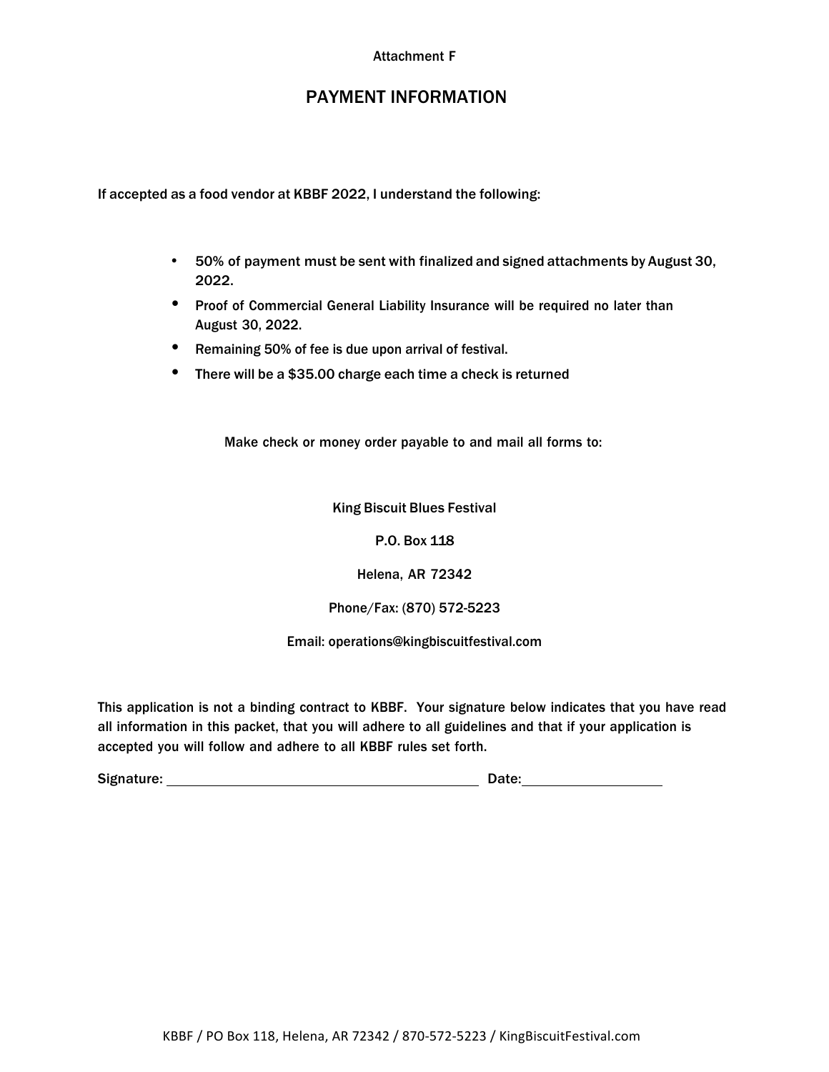Attachment F

# PAYMENT INFORMATION

If accepted as a food vendor at KBBF 2022, I understand the following:

- 50% of payment must be sent with finalized and signed attachments by August 30, 2022.
- Proof of Commercial General Liability Insurance will be required no later than August 30, 2022.
- Remaining 50% of fee is due upon arrival of festival.
- There will be a $35.00 charge each time a check is returned

Make check or money order payable to and mail all forms to:

King Biscuit Blues Festival

P.O. Box 118

Helena, AR 72342

Phone/Fax: (870) 572-5223

Email: operations@kingbiscuitfestival.com

This application is not a binding contract to KBBF. Your signature below indicates that you have read all information in this packet, that you will adhere to all guidelines and that if your application is accepted you will follow and adhere to all KBBF rules set forth.

Signature: ______________________________ Date: ______________